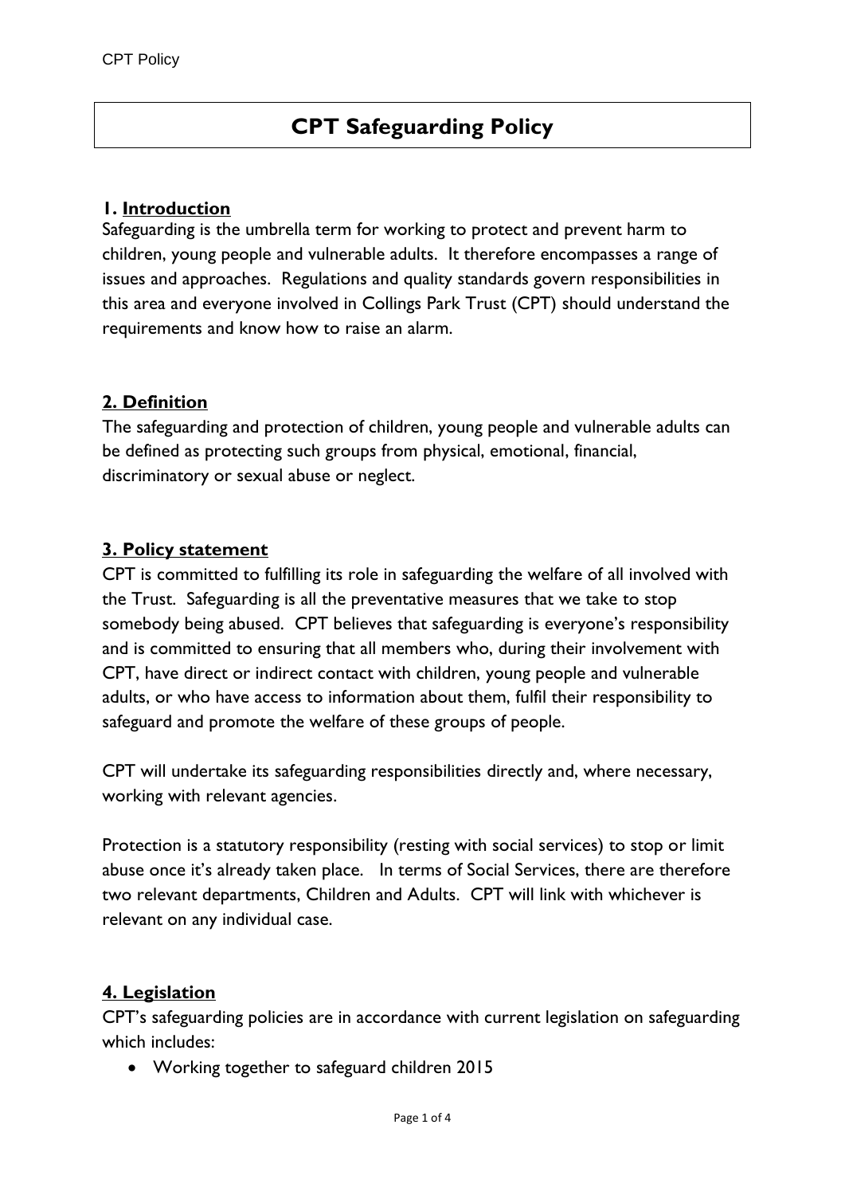# CPT Safeguarding Policy

## 1. Introduction

Safeguarding is the umbrella term for working to protect and prevent harm to children, young people and vulnerable adults. It therefore encompasses a range of issues and approaches. Regulations and quality standards govern responsibilities in this area and everyone involved in Collings Park Trust (CPT) should understand the requirements and know how to raise an alarm.

## 2. Definition

The safeguarding and protection of children, young people and vulnerable adults can be defined as protecting such groups from physical, emotional, financial, discriminatory or sexual abuse or neglect.

## 3. Policy statement

CPT is committed to fulfilling its role in safeguarding the welfare of all involved with the Trust. Safeguarding is all the preventative measures that we take to stop somebody being abused. CPT believes that safeguarding is everyone's responsibility and is committed to ensuring that all members who, during their involvement with CPT, have direct or indirect contact with children, young people and vulnerable adults, or who have access to information about them, fulfil their responsibility to safeguard and promote the welfare of these groups of people.

CPT will undertake its safeguarding responsibilities directly and, where necessary, working with relevant agencies.

Protection is a statutory responsibility (resting with social services) to stop or limit abuse once it's already taken place. In terms of Social Services, there are therefore two relevant departments, Children and Adults. CPT will link with whichever is relevant on any individual case.

## 4. Legislation

CPT's safeguarding policies are in accordance with current legislation on safeguarding which includes:

- Working together to safeguard children 2015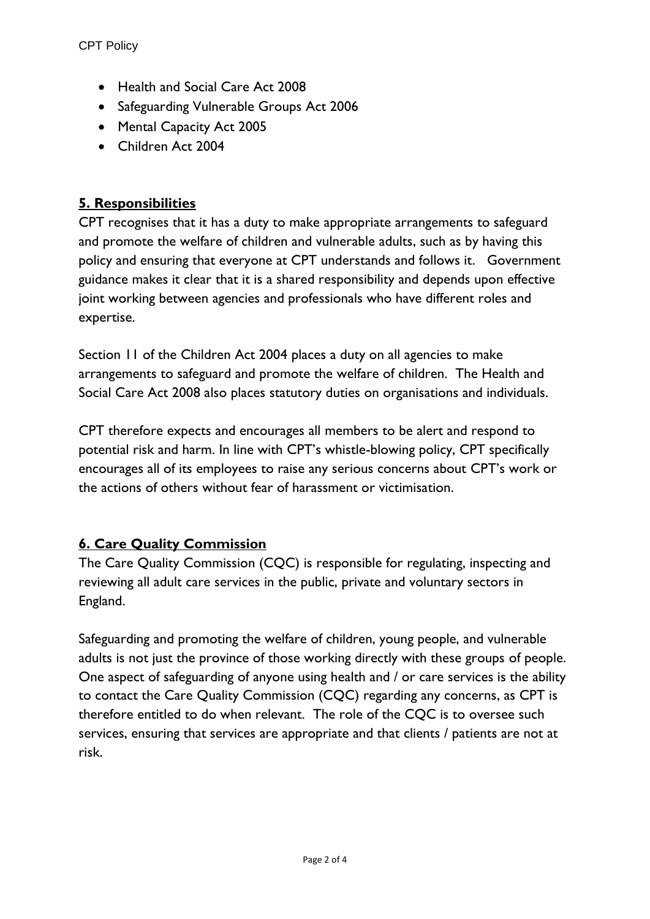- Health and Social Care Act 2008
- Safeguarding Vulnerable Groups Act 2006
- Mental Capacity Act 2005
- Children Act 2004

## 5. Responsibilities

CPT recognises that it has a duty to make appropriate arrangements to safeguard and promote the welfare of children and vulnerable adults, such as by having this policy and ensuring that everyone at CPT understands and follows it. Government guidance makes it clear that it is a shared responsibility and depends upon effective joint working between agencies and professionals who have different roles and expertise.

Section 11 of the Children Act 2004 places a duty on all agencies to make arrangements to safeguard and promote the welfare of children. The Health and Social Care Act 2008 also places statutory duties on organisations and individuals.

CPT therefore expects and encourages all members to be alert and respond to potential risk and harm. In line with CPT's whistle-blowing policy, CPT specifically encourages all of its employees to raise any serious concerns about CPT's work or the actions of others without fear of harassment or victimisation.

## 6. Care Quality Commission

The Care Quality Commission (CQC) is responsible for regulating, inspecting and reviewing all adult care services in the public, private and voluntary sectors in England.

Safeguarding and promoting the welfare of children, young people, and vulnerable adults is not just the province of those working directly with these groups of people. One aspect of safeguarding of anyone using health and / or care services is the ability to contact the Care Quality Commission (CQC) regarding any concerns, as CPT is therefore entitled to do when relevant. The role of the CQC is to oversee such services, ensuring that services are appropriate and that clients / patients are not at risk.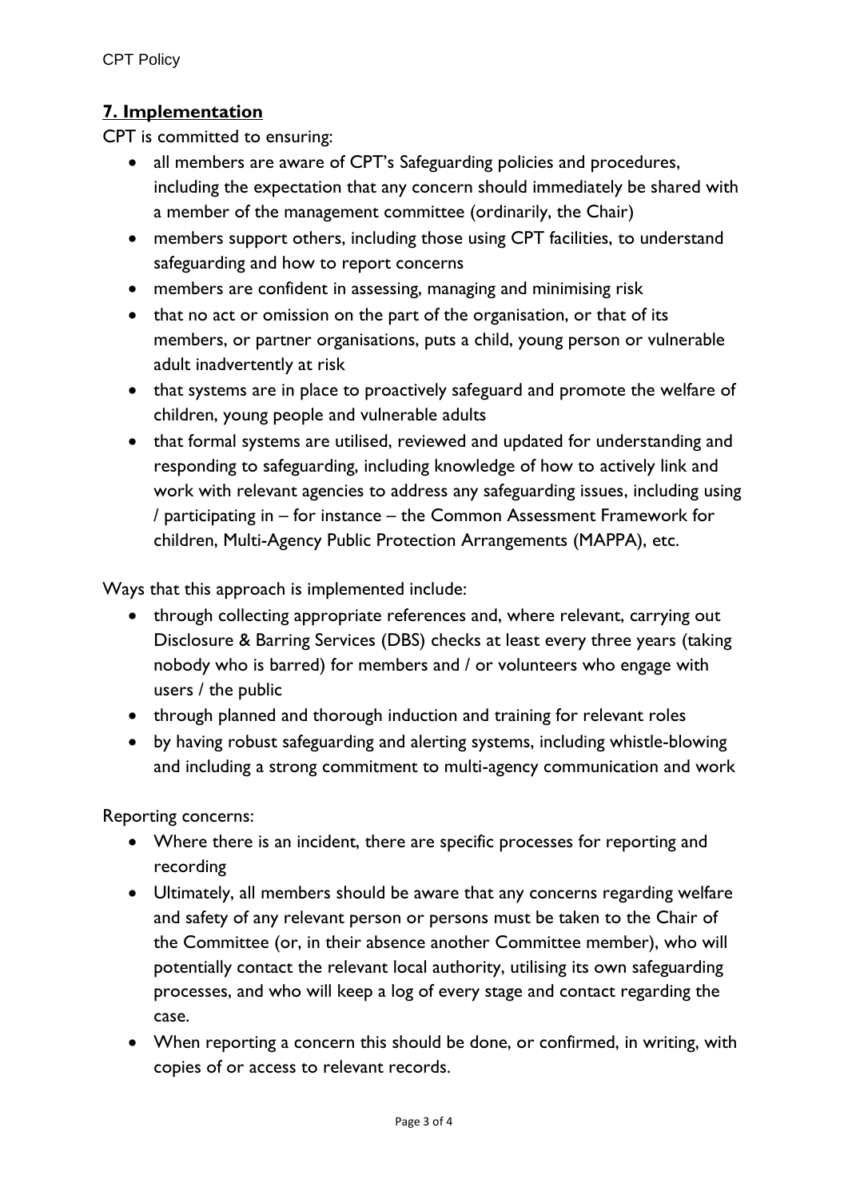## **7. Implementation**

CPT is committed to ensuring:

- all members are aware of CPT's Safeguarding policies and procedures, including the expectation that any concern should immediately be shared with a member of the management committee (ordinarily, the Chair)
- members support others, including those using CPT facilities, to understand safeguarding and how to report concerns
- members are confident in assessing, managing and minimising risk
- that no act or omission on the part of the organisation, or that of its members, or partner organisations, puts a child, young person or vulnerable adult inadvertently at risk
- that systems are in place to proactively safeguard and promote the welfare of children, young people and vulnerable adults
- that formal systems are utilised, reviewed and updated for understanding and responding to safeguarding, including knowledge of how to actively link and work with relevant agencies to address any safeguarding issues, including using / participating in – for instance – the Common Assessment Framework for children, Multi-Agency Public Protection Arrangements (MAPPA), etc.

Ways that this approach is implemented include:

- through collecting appropriate references and, where relevant, carrying out Disclosure & Barring Services (DBS) checks at least every three years (taking nobody who is barred) for members and / or volunteers who engage with users / the public
- through planned and thorough induction and training for relevant roles
- by having robust safeguarding and alerting systems, including whistle-blowing and including a strong commitment to multi-agency communication and work

Reporting concerns:

- Where there is an incident, there are specific processes for reporting and recording
- Ultimately, all members should be aware that any concerns regarding welfare and safety of any relevant person or persons must be taken to the Chair of the Committee (or, in their absence another Committee member), who will potentially contact the relevant local authority, utilising its own safeguarding processes, and who will keep a log of every stage and contact regarding the case.
- When reporting a concern this should be done, or confirmed, in writing, with copies of or access to relevant records.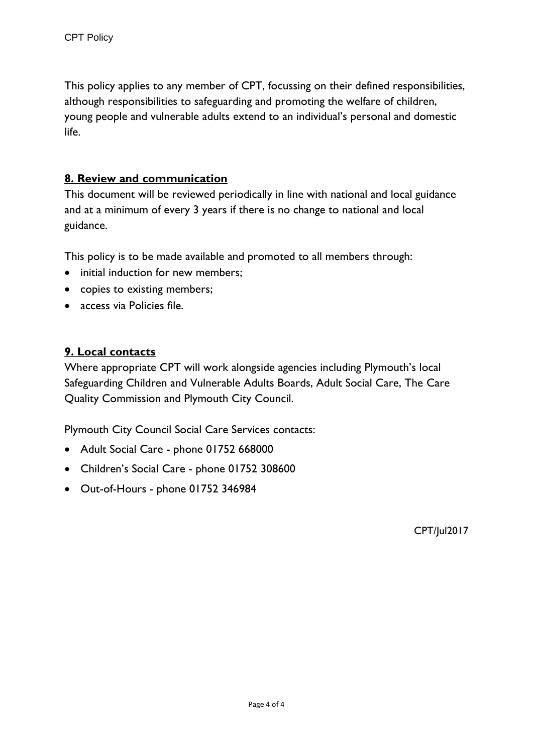This policy applies to any member of CPT, focussing on their defined responsibilities, although responsibilities to safeguarding and promoting the welfare of children, young people and vulnerable adults extend to an individual's personal and domestic life.

## **8. Review and communication**

This document will be reviewed periodically in line with national and local guidance and at a minimum of every 3 years if there is no change to national and local guidance.

This policy is to be made available and promoted to all members through:

- initial induction for new members;
- copies to existing members;
- access via Policies file.

## **9. Local contacts**

Where appropriate CPT will work alongside agencies including Plymouth's local Safeguarding Children and Vulnerable Adults Boards, Adult Social Care, The Care Quality Commission and Plymouth City Council.

Plymouth City Council Social Care Services contacts:

- Adult Social Care - phone 01752 668000
- Children's Social Care - phone 01752 308600
- Out-of-Hours - phone 01752 346984

CPT/Jul2017